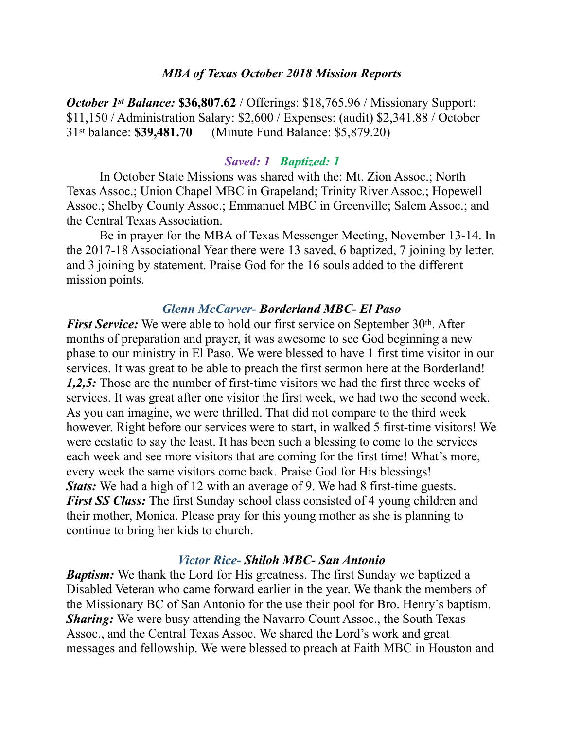## *MBA of Texas October 2018 Mission Reports*

***October 1st Balance:*** **$36,807.62** / Offerings: $18,765.96 / Missionary Support: $11,150 / Administration Salary: $2,600 / Expenses: (audit) $2,341.88 / October 31st balance: **$39,481.70** (Minute Fund Balance: $5,879.20)

### *Saved: 1 Baptized: 1*

In October State Missions was shared with the: Mt. Zion Assoc.; North Texas Assoc.; Union Chapel MBC in Grapeland; Trinity River Assoc.; Hopewell Assoc.; Shelby County Assoc.; Emmanuel MBC in Greenville; Salem Assoc.; and the Central Texas Association.

Be in prayer for the MBA of Texas Messenger Meeting, November 13-14. In the 2017-18 Associational Year there were 13 saved, 6 baptized, 7 joining by letter, and 3 joining by statement. Praise God for the 16 souls added to the different mission points.

### *Glenn McCarver- Borderland MBC- El Paso*

***First Service:*** We were able to hold our first service on September 30th. After months of preparation and prayer, it was awesome to see God beginning a new phase to our ministry in El Paso. We were blessed to have 1 first time visitor in our services. It was great to be able to preach the first sermon here at the Borderland!
***1,2,5:*** Those are the number of first-time visitors we had the first three weeks of services. It was great after one visitor the first week, we had two the second week. As you can imagine, we were thrilled. That did not compare to the third week however. Right before our services were to start, in walked 5 first-time visitors! We were ecstatic to say the least. It has been such a blessing to come to the services each week and see more visitors that are coming for the first time! What's more, every week the same visitors come back. Praise God for His blessings!
***Stats:*** We had a high of 12 with an average of 9. We had 8 first-time guests.
***First SS Class:*** The first Sunday school class consisted of 4 young children and their mother, Monica. Please pray for this young mother as she is planning to continue to bring her kids to church.

### *Victor Rice- Shiloh MBC- San Antonio*

***Baptism:*** We thank the Lord for His greatness. The first Sunday we baptized a Disabled Veteran who came forward earlier in the year. We thank the members of the Missionary BC of San Antonio for the use their pool for Bro. Henry's baptism.
***Sharing:*** We were busy attending the Navarro Count Assoc., the South Texas Assoc., and the Central Texas Assoc. We shared the Lord's work and great messages and fellowship. We were blessed to preach at Faith MBC in Houston and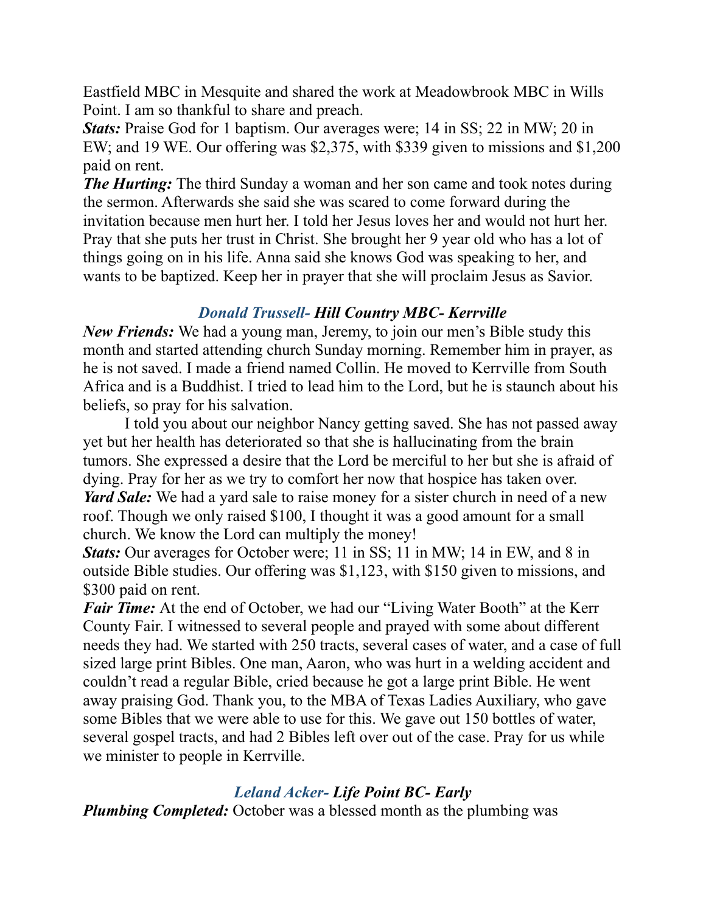Eastfield MBC in Mesquite and shared the work at Meadowbrook MBC in Wills Point. I am so thankful to share and preach.

***Stats:*** Praise God for 1 baptism. Our averages were; 14 in SS; 22 in MW; 20 in EW; and 19 WE. Our offering was $2,375, with $339 given to missions and $1,200 paid on rent.

***The Hurting:*** The third Sunday a woman and her son came and took notes during the sermon. Afterwards she said she was scared to come forward during the invitation because men hurt her. I told her Jesus loves her and would not hurt her. Pray that she puts her trust in Christ. She brought her 9 year old who has a lot of things going on in his life. Anna said she knows God was speaking to her, and wants to be baptized. Keep her in prayer that she will proclaim Jesus as Savior.

### *Donald Trussell- **Hill Country MBC- Kerrville***

***New Friends:*** We had a young man, Jeremy, to join our men's Bible study this month and started attending church Sunday morning. Remember him in prayer, as he is not saved. I made a friend named Collin. He moved to Kerrville from South Africa and is a Buddhist. I tried to lead him to the Lord, but he is staunch about his beliefs, so pray for his salvation.

I told you about our neighbor Nancy getting saved. She has not passed away yet but her health has deteriorated so that she is hallucinating from the brain tumors. She expressed a desire that the Lord be merciful to her but she is afraid of dying. Pray for her as we try to comfort her now that hospice has taken over.

***Yard Sale:*** We had a yard sale to raise money for a sister church in need of a new roof. Though we only raised $100, I thought it was a good amount for a small church. We know the Lord can multiply the money!

***Stats:*** Our averages for October were; 11 in SS; 11 in MW; 14 in EW, and 8 in outside Bible studies. Our offering was $1,123, with $150 given to missions, and $300 paid on rent.

***Fair Time:*** At the end of October, we had our "Living Water Booth" at the Kerr County Fair. I witnessed to several people and prayed with some about different needs they had. We started with 250 tracts, several cases of water, and a case of full sized large print Bibles. One man, Aaron, who was hurt in a welding accident and couldn't read a regular Bible, cried because he got a large print Bible. He went away praising God. Thank you, to the MBA of Texas Ladies Auxiliary, who gave some Bibles that we were able to use for this. We gave out 150 bottles of water, several gospel tracts, and had 2 Bibles left over out of the case. Pray for us while we minister to people in Kerrville.

### *Leland Acker- **Life Point BC- Early***

***Plumbing Completed:*** October was a blessed month as the plumbing was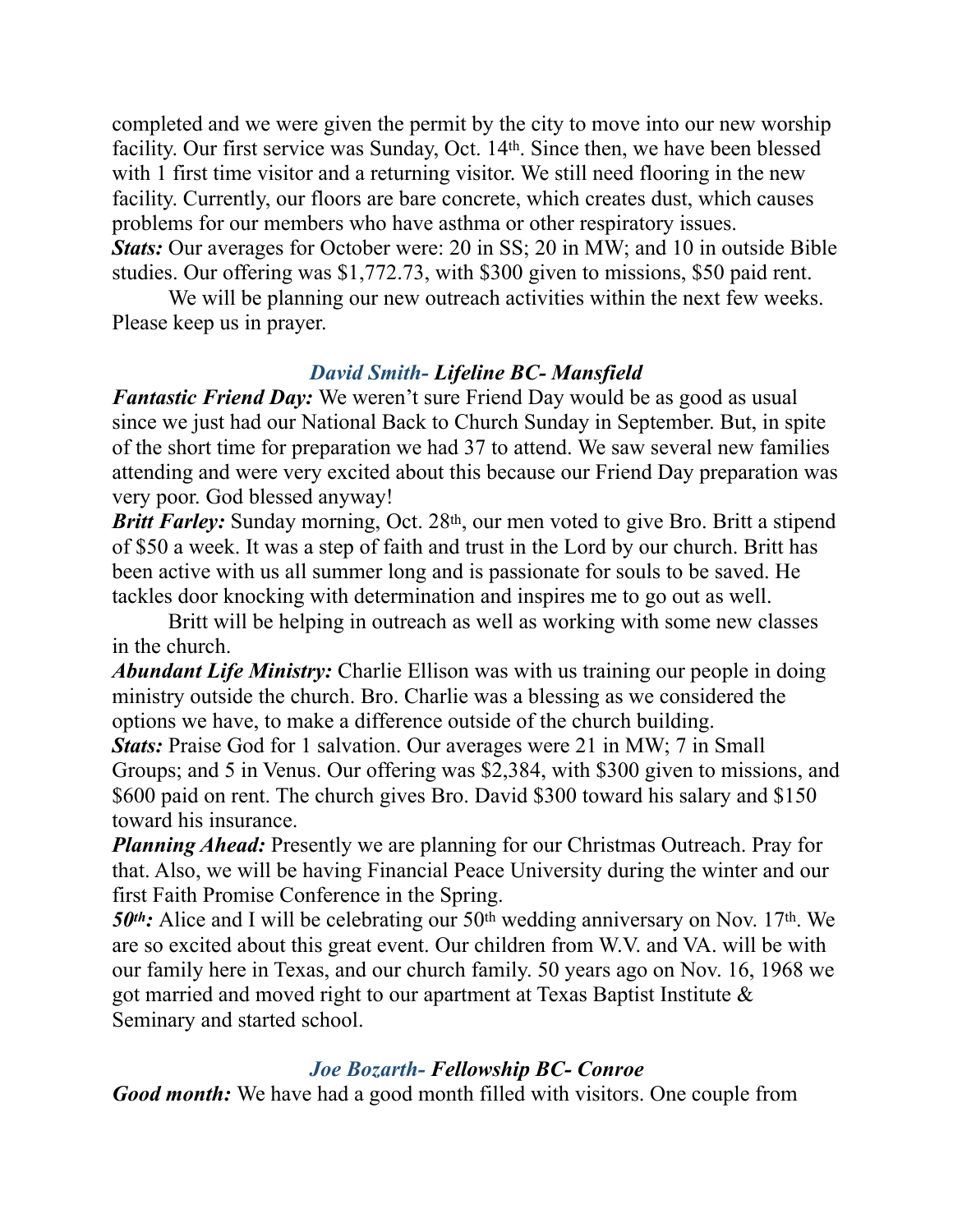completed and we were given the permit by the city to move into our new worship facility. Our first service was Sunday, Oct. 14th. Since then, we have been blessed with 1 first time visitor and a returning visitor. We still need flooring in the new facility. Currently, our floors are bare concrete, which creates dust, which causes problems for our members who have asthma or other respiratory issues.

***Stats:*** Our averages for October were: 20 in SS; 20 in MW; and 10 in outside Bible studies. Our offering was $1,772.73, with $300 given to missions, $50 paid rent.

We will be planning our new outreach activities within the next few weeks. Please keep us in prayer.

### *David Smith- **Lifeline BC- Mansfield***

***Fantastic Friend Day:*** We weren't sure Friend Day would be as good as usual since we just had our National Back to Church Sunday in September. But, in spite of the short time for preparation we had 37 to attend. We saw several new families attending and were very excited about this because our Friend Day preparation was very poor. God blessed anyway!

***Britt Farley:*** Sunday morning, Oct. 28th, our men voted to give Bro. Britt a stipend of $50 a week. It was a step of faith and trust in the Lord by our church. Britt has been active with us all summer long and is passionate for souls to be saved. He tackles door knocking with determination and inspires me to go out as well.

Britt will be helping in outreach as well as working with some new classes in the church.

***Abundant Life Ministry:*** Charlie Ellison was with us training our people in doing ministry outside the church. Bro. Charlie was a blessing as we considered the options we have, to make a difference outside of the church building.

***Stats:*** Praise God for 1 salvation. Our averages were 21 in MW; 7 in Small Groups; and 5 in Venus. Our offering was $2,384, with $300 given to missions, and $600 paid on rent. The church gives Bro. David $300 toward his salary and $150 toward his insurance.

***Planning Ahead:*** Presently we are planning for our Christmas Outreach. Pray for that. Also, we will be having Financial Peace University during the winter and our first Faith Promise Conference in the Spring.

***50th:*** Alice and I will be celebrating our 50th wedding anniversary on Nov. 17th. We are so excited about this great event. Our children from W.V. and VA. will be with our family here in Texas, and our church family. 50 years ago on Nov. 16, 1968 we got married and moved right to our apartment at Texas Baptist Institute & Seminary and started school.

### *Joe Bozarth- **Fellowship BC- Conroe***

***Good month:*** We have had a good month filled with visitors. One couple from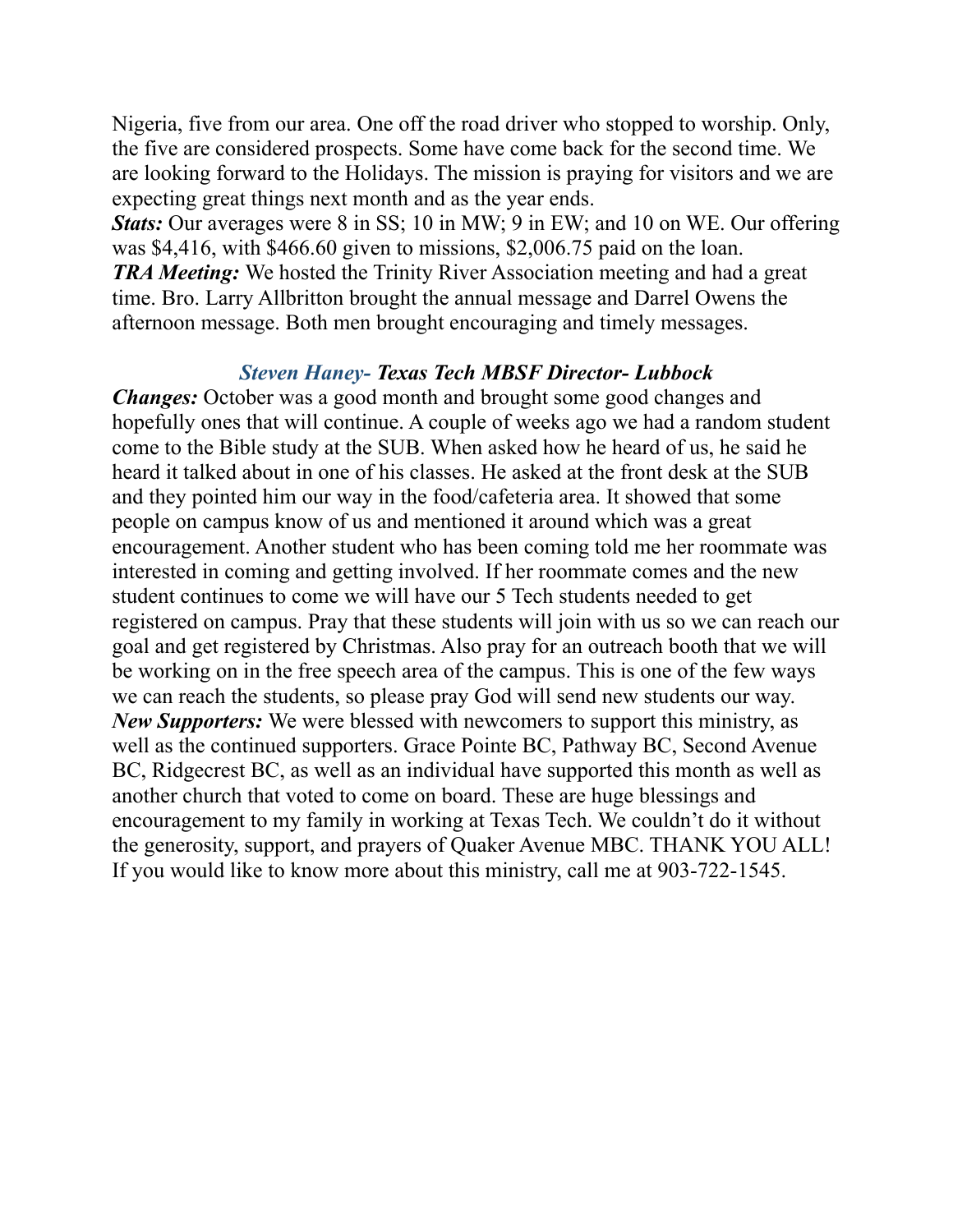Nigeria, five from our area. One off the road driver who stopped to worship. Only, the five are considered prospects. Some have come back for the second time. We are looking forward to the Holidays. The mission is praying for visitors and we are expecting great things next month and as the year ends.

***Stats:*** Our averages were 8 in SS; 10 in MW; 9 in EW; and 10 on WE. Our offering was $4,416, with $466.60 given to missions, $2,006.75 paid on the loan.

***TRA Meeting:*** We hosted the Trinity River Association meeting and had a great time. Bro. Larry Allbritton brought the annual message and Darrel Owens the afternoon message. Both men brought encouraging and timely messages.

### ***Steven Haney- Texas Tech MBSF Director- Lubbock***

***Changes:*** October was a good month and brought some good changes and hopefully ones that will continue. A couple of weeks ago we had a random student come to the Bible study at the SUB. When asked how he heard of us, he said he heard it talked about in one of his classes. He asked at the front desk at the SUB and they pointed him our way in the food/cafeteria area. It showed that some people on campus know of us and mentioned it around which was a great encouragement. Another student who has been coming told me her roommate was interested in coming and getting involved. If her roommate comes and the new student continues to come we will have our 5 Tech students needed to get registered on campus. Pray that these students will join with us so we can reach our goal and get registered by Christmas. Also pray for an outreach booth that we will be working on in the free speech area of the campus. This is one of the few ways we can reach the students, so please pray God will send new students our way.

***New Supporters:*** We were blessed with newcomers to support this ministry, as well as the continued supporters. Grace Pointe BC, Pathway BC, Second Avenue BC, Ridgecrest BC, as well as an individual have supported this month as well as another church that voted to come on board. These are huge blessings and encouragement to my family in working at Texas Tech. We couldn't do it without the generosity, support, and prayers of Quaker Avenue MBC. THANK YOU ALL! If you would like to know more about this ministry, call me at 903-722-1545.